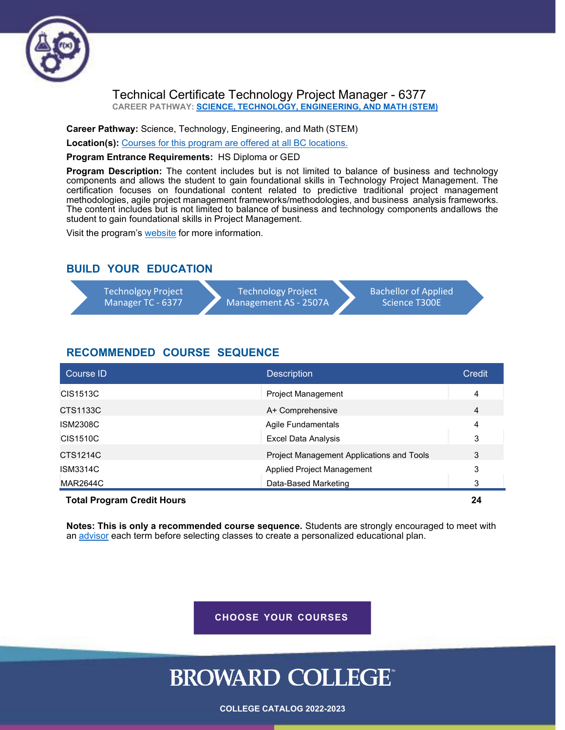# Technical Certificate Technology Project Manager - 6377

**CAREER PATHWAY:** **SCIENCE, TECHNOLOGY, ENGINEERING, AND MATH (STEM)**

**Career Pathway:** Science, Technology, Engineering, and Math (STEM)

**Location(s):** Courses for this program are offered at all BC locations.

**Program Entrance Requirements:** HS Diploma or GED

**Program Description:** The content includes but is not limited to balance of business and technology components and allows the student to gain foundational skills in Technology Project Management. The certification focuses on foundational content related to predictive traditional project management methodologies, agile project management frameworks/methodologies, and business analysis frameworks. The content includes but is not limited to balance of business and technology components andallows the student to gain foundational skills in Project Management.

Visit the program's website for more information.

## BUILD YOUR EDUCATION

Technolgoy Project Manager TC - 6377 → Technology Project Management AS - 2507A → Bachellor of Applied Science T300E

## RECOMMENDED COURSE SEQUENCE

| Course ID | Description | Credit |
|---|---|---|
| CIS1513C | Project Management | 4 |
| CTS1133C | A+ Comprehensive | 4 |
| ISM2308C | Agile Fundamentals | 4 |
| CIS1510C | Excel Data Analysis | 3 |
| CTS1214C | Project Management Applications and Tools | 3 |
| ISM3314C | Applied Project Management | 3 |
| MAR2644C | Data-Based Marketing | 3 |
| **Total Program Credit Hours** | | **24** |

**Notes: This is only a recommended course sequence.** Students are strongly encouraged to meet with an advisor each term before selecting classes to create a personalized educational plan.

**CHOOSE YOUR COURSES**

BROWARD COLLEGE

**COLLEGE CATALOG 2022-2023**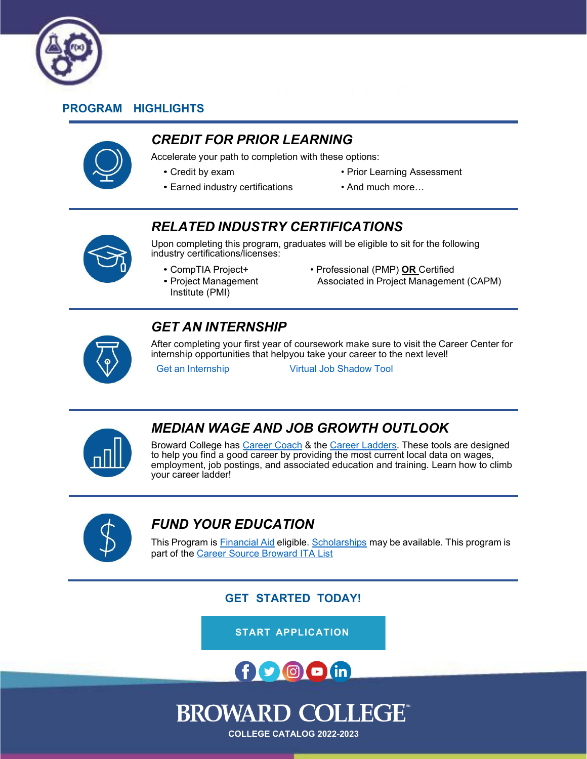## PROGRAM HIGHLIGHTS

### *CREDIT FOR PRIOR LEARNING*

Accelerate your path to completion with these options:

- Credit by exam
- Earned industry certifications
- Prior Learning Assessment
- And much more…

### *RELATED INDUSTRY CERTIFICATIONS*

Upon completing this program, graduates will be eligible to sit for the following industry certifications/licenses:

- CompTIA Project+
- Project Management Institute (PMI)
- Professional (PMP) **OR** Certified Associated in Project Management (CAPM)

### *GET AN INTERNSHIP*

After completing your first year of coursework make sure to visit the Career Center for internship opportunities that helpyou take your career to the next level!

Get an Internship

Virtual Job Shadow Tool

### *MEDIAN WAGE AND JOB GROWTH OUTLOOK*

Broward College has Career Coach & the Career Ladders. These tools are designed to help you find a good career by providing the most current local data on wages, employment, job postings, and associated education and training. Learn how to climb your career ladder!

### *FUND YOUR EDUCATION*

This Program is Financial Aid eligible. Scholarships may be available. This program is part of the Career Source Broward ITA List

## GET STARTED TODAY!

START APPLICATION

BROWARD COLLEGE

COLLEGE CATALOG 2022-2023